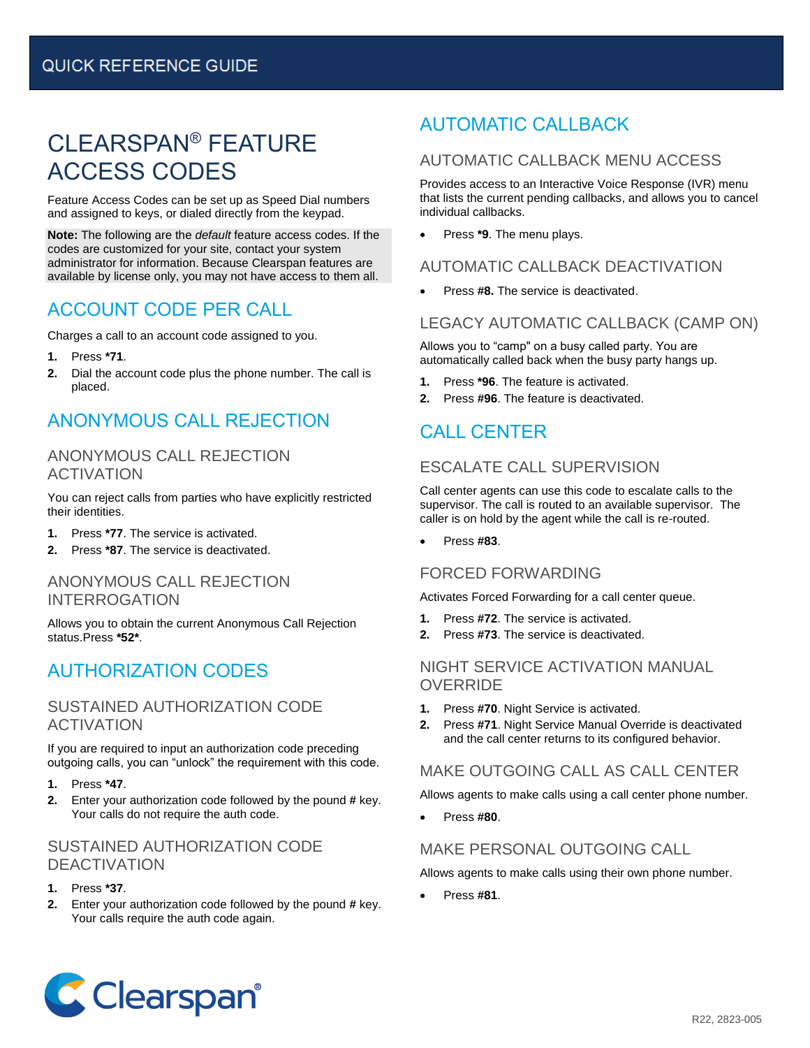QUICK REFERENCE GUIDE

# CLEARSPAN® FEATURE ACCESS CODES

Feature Access Codes can be set up as Speed Dial numbers and assigned to keys, or dialed directly from the keypad.

**Note:** The following are the *default* feature access codes. If the codes are customized for your site, contact your system administrator for information. Because Clearspan features are available by license only, you may not have access to them all.

## ACCOUNT CODE PER CALL

Charges a call to an account code assigned to you.

1. Press ***71**.
2. Dial the account code plus the phone number. The call is placed.

## ANONYMOUS CALL REJECTION

### ANONYMOUS CALL REJECTION ACTIVATION

You can reject calls from parties who have explicitly restricted their identities.

1. Press ***77**. The service is activated.
2. Press ***87**. The service is deactivated.

### ANONYMOUS CALL REJECTION INTERROGATION

Allows you to obtain the current Anonymous Call Rejection status.Press ***52***.

## AUTHORIZATION CODES

### SUSTAINED AUTHORIZATION CODE ACTIVATION

If you are required to input an authorization code preceding outgoing calls, you can "unlock" the requirement with this code.

1. Press ***47**.
2. Enter your authorization code followed by the pound # key. Your calls do not require the auth code.

### SUSTAINED AUTHORIZATION CODE DEACTIVATION

1. Press ***37**.
2. Enter your authorization code followed by the pound # key. Your calls require the auth code again.

## AUTOMATIC CALLBACK

### AUTOMATIC CALLBACK MENU ACCESS

Provides access to an Interactive Voice Response (IVR) menu that lists the current pending callbacks, and allows you to cancel individual callbacks.

- Press ***9**. The menu plays.

### AUTOMATIC CALLBACK DEACTIVATION

- Press **#8.** The service is deactivated.

### LEGACY AUTOMATIC CALLBACK (CAMP ON)

Allows you to "camp" on a busy called party. You are automatically called back when the busy party hangs up.

1. Press ***96**. The feature is activated.
2. Press **#96**. The feature is deactivated.

## CALL CENTER

### ESCALATE CALL SUPERVISION

Call center agents can use this code to escalate calls to the supervisor. The call is routed to an available supervisor. The caller is on hold by the agent while the call is re-routed.

- Press **#83**.

### FORCED FORWARDING

Activates Forced Forwarding for a call center queue.

1. Press **#72**. The service is activated.
2. Press **#73**. The service is deactivated.

### NIGHT SERVICE ACTIVATION MANUAL OVERRIDE

1. Press **#70**. Night Service is activated.
2. Press **#71**. Night Service Manual Override is deactivated and the call center returns to its configured behavior.

### MAKE OUTGOING CALL AS CALL CENTER

Allows agents to make calls using a call center phone number.

- Press **#80**.

### MAKE PERSONAL OUTGOING CALL

Allows agents to make calls using their own phone number.

- Press **#81**.

Clearspan®

R22, 2823-005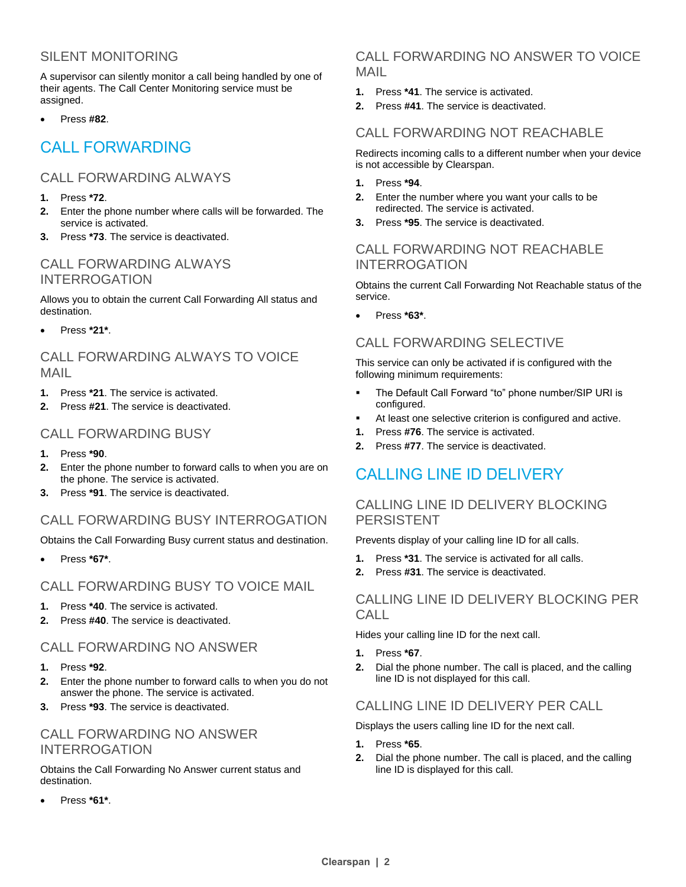### SILENT MONITORING

A supervisor can silently monitor a call being handled by one of their agents. The Call Center Monitoring service must be assigned.

- Press **#82**.

## CALL FORWARDING

### CALL FORWARDING ALWAYS

1. Press ***72**.
2. Enter the phone number where calls will be forwarded. The service is activated.
3. Press ***73**. The service is deactivated.

### CALL FORWARDING ALWAYS INTERROGATION

Allows you to obtain the current Call Forwarding All status and destination.

- Press ***21***.

### CALL FORWARDING ALWAYS TO VOICE MAIL

1. Press ***21**. The service is activated.
2. Press **#21**. The service is deactivated.

### CALL FORWARDING BUSY

1. Press ***90**.
2. Enter the phone number to forward calls to when you are on the phone. The service is activated.
3. Press ***91**. The service is deactivated.

### CALL FORWARDING BUSY INTERROGATION

Obtains the Call Forwarding Busy current status and destination.

- Press ***67***.

### CALL FORWARDING BUSY TO VOICE MAIL

1. Press ***40**. The service is activated.
2. Press **#40**. The service is deactivated.

### CALL FORWARDING NO ANSWER

1. Press ***92**.
2. Enter the phone number to forward calls to when you do not answer the phone. The service is activated.
3. Press ***93**. The service is deactivated.

### CALL FORWARDING NO ANSWER INTERROGATION

Obtains the Call Forwarding No Answer current status and destination.

- Press ***61***.

### CALL FORWARDING NO ANSWER TO VOICE MAIL

1. Press ***41**. The service is activated.
2. Press **#41**. The service is deactivated.

### CALL FORWARDING NOT REACHABLE

Redirects incoming calls to a different number when your device is not accessible by Clearspan.

1. Press ***94**.
2. Enter the number where you want your calls to be redirected. The service is activated.
3. Press ***95**. The service is deactivated.

### CALL FORWARDING NOT REACHABLE INTERROGATION

Obtains the current Call Forwarding Not Reachable status of the service.

- Press ***63***.

### CALL FORWARDING SELECTIVE

This service can only be activated if is configured with the following minimum requirements:

- The Default Call Forward "to" phone number/SIP URI is configured.
- At least one selective criterion is configured and active.

1. Press **#76**. The service is activated.
2. Press **#77**. The service is deactivated.

## CALLING LINE ID DELIVERY

### CALLING LINE ID DELIVERY BLOCKING PERSISTENT

Prevents display of your calling line ID for all calls.

1. Press ***31**. The service is activated for all calls.
2. Press **#31**. The service is deactivated.

### CALLING LINE ID DELIVERY BLOCKING PER CALL

Hides your calling line ID for the next call.

1. Press ***67**.
2. Dial the phone number. The call is placed, and the calling line ID is not displayed for this call.

### CALLING LINE ID DELIVERY PER CALL

Displays the users calling line ID for the next call.

1. Press ***65**.
2. Dial the phone number. The call is placed, and the calling line ID is displayed for this call.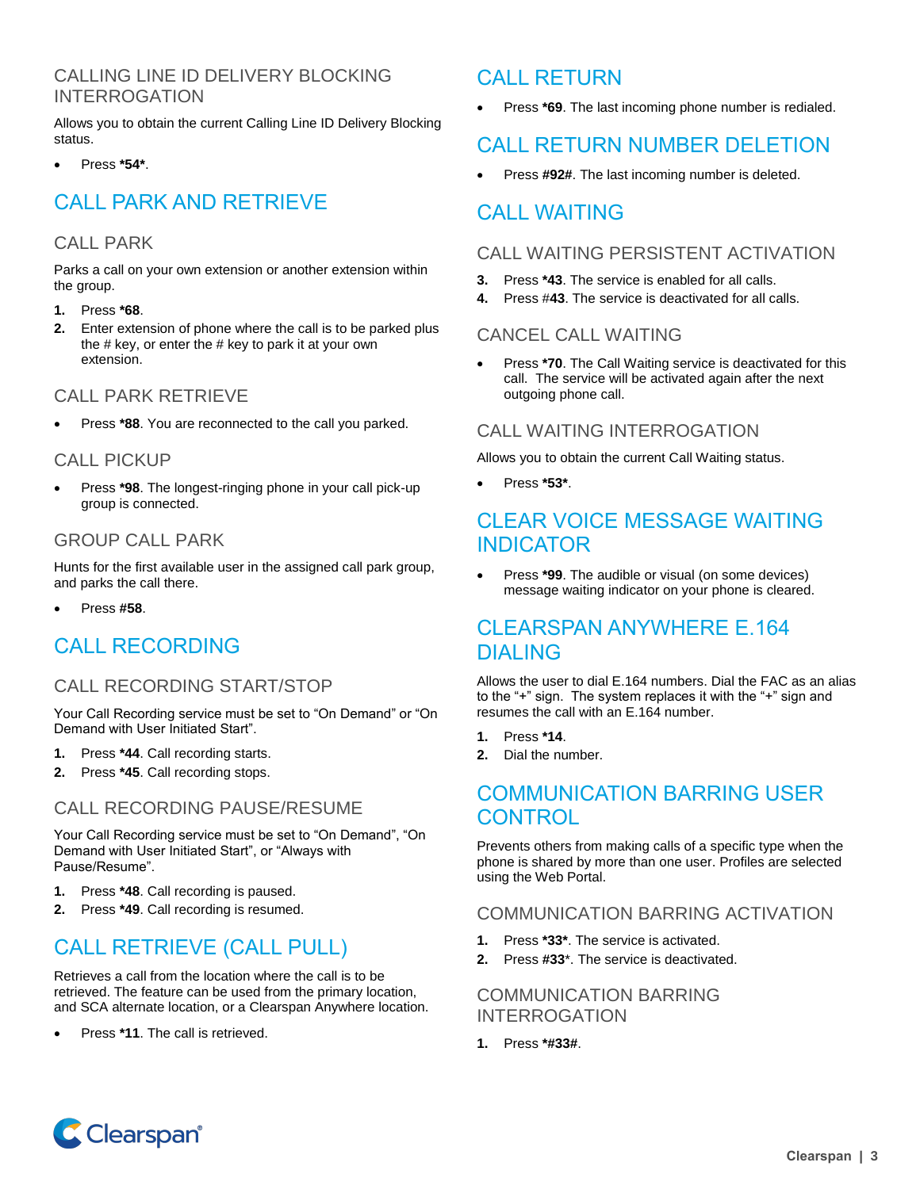### CALLING LINE ID DELIVERY BLOCKING INTERROGATION

Allows you to obtain the current Calling Line ID Delivery Blocking status.

- Press **\*54\***.

## CALL PARK AND RETRIEVE

### CALL PARK

Parks a call on your own extension or another extension within the group.

1. Press **\*68**.
2. Enter extension of phone where the call is to be parked plus the # key, or enter the # key to park it at your own extension.

### CALL PARK RETRIEVE

- Press **\*88**. You are reconnected to the call you parked.

### CALL PICKUP

- Press **\*98**. The longest-ringing phone in your call pick-up group is connected.

### GROUP CALL PARK

Hunts for the first available user in the assigned call park group, and parks the call there.

- Press **#58**.

## CALL RECORDING

### CALL RECORDING START/STOP

Your Call Recording service must be set to “On Demand” or “On Demand with User Initiated Start”.

1. Press **\*44**. Call recording starts.
2. Press **\*45**. Call recording stops.

### CALL RECORDING PAUSE/RESUME

Your Call Recording service must be set to “On Demand”, “On Demand with User Initiated Start”, or “Always with Pause/Resume”.

1. Press **\*48**. Call recording is paused.
2. Press **\*49**. Call recording is resumed.

## CALL RETRIEVE (CALL PULL)

Retrieves a call from the location where the call is to be retrieved. The feature can be used from the primary location, and SCA alternate location, or a Clearspan Anywhere location.

- Press **\*11**. The call is retrieved.

## CALL RETURN

- Press **\*69**. The last incoming phone number is redialed.

## CALL RETURN NUMBER DELETION

- Press **#92#**. The last incoming number is deleted.

## CALL WAITING

### CALL WAITING PERSISTENT ACTIVATION

3. Press **\*43**. The service is enabled for all calls.
4. Press #**43**. The service is deactivated for all calls.

### CANCEL CALL WAITING

- Press **\*70**. The Call Waiting service is deactivated for this call. The service will be activated again after the next outgoing phone call.

### CALL WAITING INTERROGATION

Allows you to obtain the current Call Waiting status.

- Press **\*53\***.

## CLEAR VOICE MESSAGE WAITING INDICATOR

- Press **\*99**. The audible or visual (on some devices) message waiting indicator on your phone is cleared.

## CLEARSPAN ANYWHERE E.164 DIALING

Allows the user to dial E.164 numbers. Dial the FAC as an alias to the “+” sign. The system replaces it with the “+” sign and resumes the call with an E.164 number.

1. Press **\*14**.
2. Dial the number.

## COMMUNICATION BARRING USER CONTROL

Prevents others from making calls of a specific type when the phone is shared by more than one user. Profiles are selected using the Web Portal.

### COMMUNICATION BARRING ACTIVATION

1. Press **\*33\***. The service is activated.
2. Press **#33**\*. The service is deactivated.

### COMMUNICATION BARRING INTERROGATION

1. Press **\*#33#**.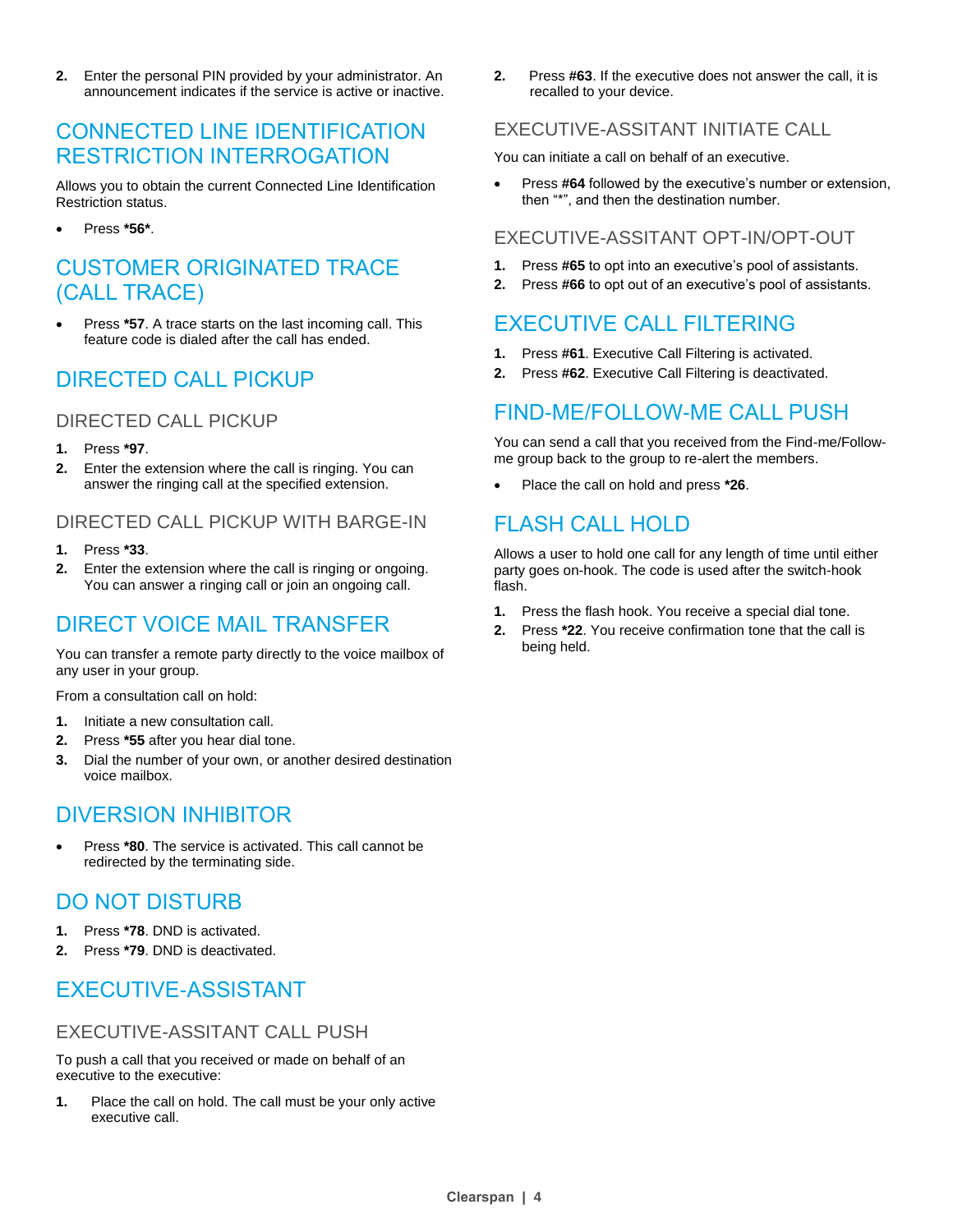2. Enter the personal PIN provided by your administrator. An announcement indicates if the service is active or inactive.

## CONNECTED LINE IDENTIFICATION RESTRICTION INTERROGATION

Allows you to obtain the current Connected Line Identification Restriction status.

- Press **\*56\***.

## CUSTOMER ORIGINATED TRACE (CALL TRACE)

- Press **\*57**. A trace starts on the last incoming call. This feature code is dialed after the call has ended.

## DIRECTED CALL PICKUP

### DIRECTED CALL PICKUP

1. Press **\*97**.
2. Enter the extension where the call is ringing. You can answer the ringing call at the specified extension.

### DIRECTED CALL PICKUP WITH BARGE-IN

1. Press **\*33**.
2. Enter the extension where the call is ringing or ongoing. You can answer a ringing call or join an ongoing call.

## DIRECT VOICE MAIL TRANSFER

You can transfer a remote party directly to the voice mailbox of any user in your group.

From a consultation call on hold:

1. Initiate a new consultation call.
2. Press **\*55** after you hear dial tone.
3. Dial the number of your own, or another desired destination voice mailbox.

## DIVERSION INHIBITOR

- Press **\*80**. The service is activated. This call cannot be redirected by the terminating side.

## DO NOT DISTURB

1. Press **\*78**. DND is activated.
2. Press **\*79**. DND is deactivated.

## EXECUTIVE-ASSISTANT

### EXECUTIVE-ASSITANT CALL PUSH

To push a call that you received or made on behalf of an executive to the executive:

1. Place the call on hold. The call must be your only active executive call.
2. Press **#63**. If the executive does not answer the call, it is recalled to your device.

### EXECUTIVE-ASSITANT INITIATE CALL

You can initiate a call on behalf of an executive.

- Press **#64** followed by the executive's number or extension, then "*", and then the destination number.

### EXECUTIVE-ASSITANT OPT-IN/OPT-OUT

1. Press **#65** to opt into an executive's pool of assistants.
2. Press **#66** to opt out of an executive's pool of assistants.

## EXECUTIVE CALL FILTERING

1. Press **#61**. Executive Call Filtering is activated.
2. Press **#62**. Executive Call Filtering is deactivated.

## FIND-ME/FOLLOW-ME CALL PUSH

You can send a call that you received from the Find-me/Follow-me group back to the group to re-alert the members.

- Place the call on hold and press **\*26**.

## FLASH CALL HOLD

Allows a user to hold one call for any length of time until either party goes on-hook. The code is used after the switch-hook flash.

1. Press the flash hook. You receive a special dial tone.
2. Press **\*22**. You receive confirmation tone that the call is being held.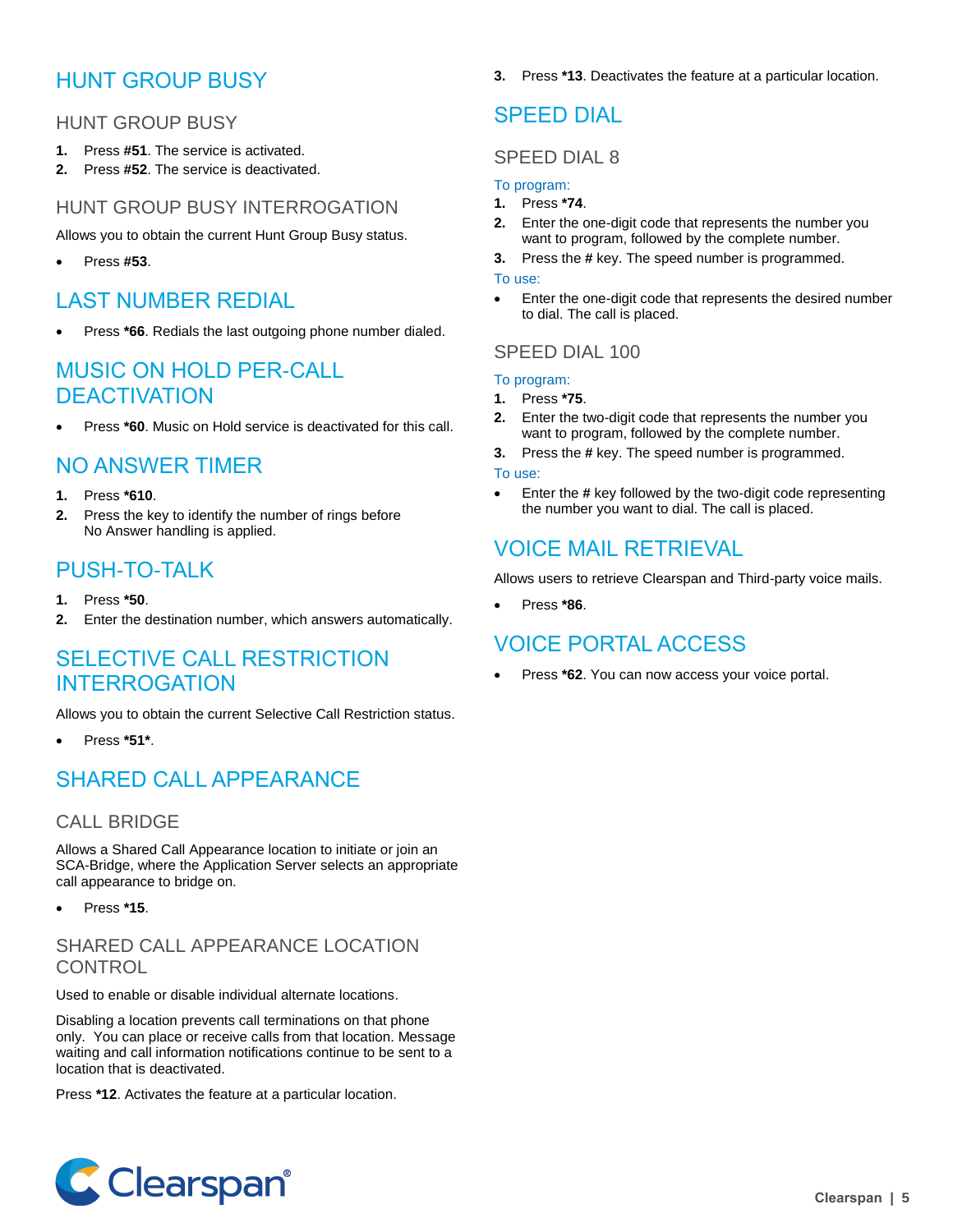## HUNT GROUP BUSY

### HUNT GROUP BUSY

1. Press **#51**. The service is activated.
2. Press **#52**. The service is deactivated.

### HUNT GROUP BUSY INTERROGATION

Allows you to obtain the current Hunt Group Busy status.

- Press **#53**.

## LAST NUMBER REDIAL

- Press ***66**. Redials the last outgoing phone number dialed.

## MUSIC ON HOLD PER-CALL DEACTIVATION

- Press ***60**. Music on Hold service is deactivated for this call.

## NO ANSWER TIMER

1. Press ***610**.
2. Press the key to identify the number of rings before No Answer handling is applied.

## PUSH-TO-TALK

1. Press ***50**.
2. Enter the destination number, which answers automatically.

## SELECTIVE CALL RESTRICTION INTERROGATION

Allows you to obtain the current Selective Call Restriction status.

- Press ***51***.

## SHARED CALL APPEARANCE

### CALL BRIDGE

Allows a Shared Call Appearance location to initiate or join an SCA-Bridge, where the Application Server selects an appropriate call appearance to bridge on.

- Press ***15**.

### SHARED CALL APPEARANCE LOCATION CONTROL

Used to enable or disable individual alternate locations.

Disabling a location prevents call terminations on that phone only.  You can place or receive calls from that location. Message waiting and call information notifications continue to be sent to a location that is deactivated.

Press ***12**. Activates the feature at a particular location.

3. Press ***13**. Deactivates the feature at a particular location.

## SPEED DIAL

### SPEED DIAL 8

To program:

1. Press ***74**.
2. Enter the one-digit code that represents the number you want to program, followed by the complete number.
3. Press the **#** key. The speed number is programmed.

To use:

- Enter the one-digit code that represents the desired number to dial. The call is placed.

### SPEED DIAL 100

To program:

1. Press ***75**.
2. Enter the two-digit code that represents the number you want to program, followed by the complete number.
3. Press the **#** key. The speed number is programmed.

To use:

- Enter the **#** key followed by the two-digit code representing the number you want to dial. The call is placed.

## VOICE MAIL RETRIEVAL

Allows users to retrieve Clearspan and Third-party voice mails.

- Press ***86**.

## VOICE PORTAL ACCESS

- Press ***62**. You can now access your voice portal.